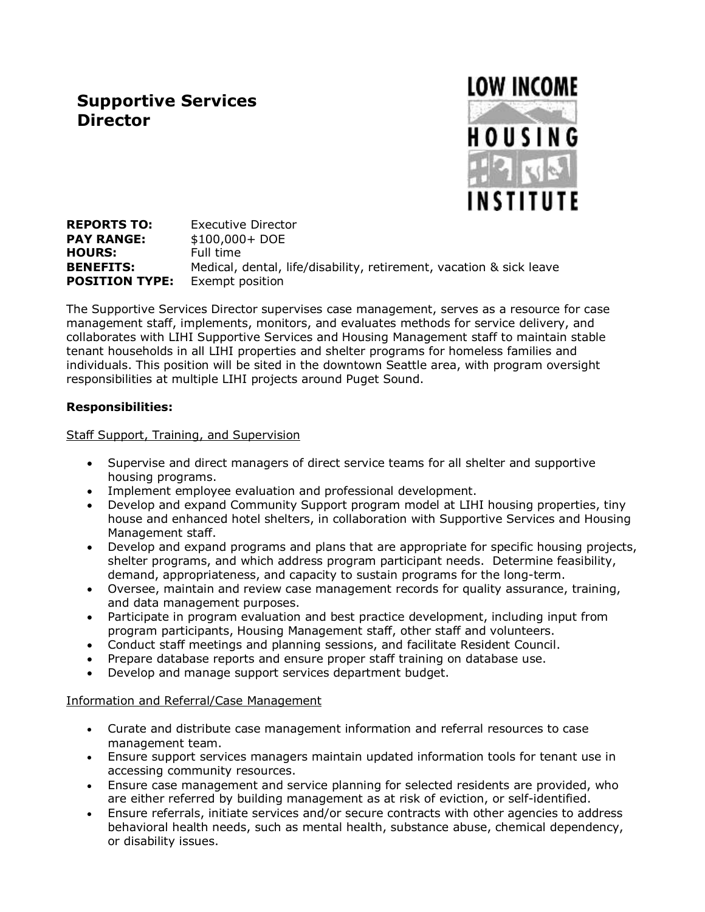# Supportive Services Director

LOW INCOME HOUSING INSTITUTE

**REPORTS TO:** Executive Director
**PAY RANGE:** $100,000+ DOE
**HOURS:** Full time
**BENEFITS:** Medical, dental, life/disability, retirement, vacation & sick leave
**POSITION TYPE:** Exempt position

The Supportive Services Director supervises case management, serves as a resource for case management staff, implements, monitors, and evaluates methods for service delivery, and collaborates with LIHI Supportive Services and Housing Management staff to maintain stable tenant households in all LIHI properties and shelter programs for homeless families and individuals. This position will be sited in the downtown Seattle area, with program oversight responsibilities at multiple LIHI projects around Puget Sound.

**Responsibilities:**

<u>Staff Support, Training, and Supervision</u>

- Supervise and direct managers of direct service teams for all shelter and supportive housing programs.
- Implement employee evaluation and professional development.
- Develop and expand Community Support program model at LIHI housing properties, tiny house and enhanced hotel shelters, in collaboration with Supportive Services and Housing Management staff.
- Develop and expand programs and plans that are appropriate for specific housing projects, shelter programs, and which address program participant needs. Determine feasibility, demand, appropriateness, and capacity to sustain programs for the long-term.
- Oversee, maintain and review case management records for quality assurance, training, and data management purposes.
- Participate in program evaluation and best practice development, including input from program participants, Housing Management staff, other staff and volunteers.
- Conduct staff meetings and planning sessions, and facilitate Resident Council.
- Prepare database reports and ensure proper staff training on database use.
- Develop and manage support services department budget.

<u>Information and Referral/Case Management</u>

- Curate and distribute case management information and referral resources to case management team.
- Ensure support services managers maintain updated information tools for tenant use in accessing community resources.
- Ensure case management and service planning for selected residents are provided, who are either referred by building management as at risk of eviction, or self-identified.
- Ensure referrals, initiate services and/or secure contracts with other agencies to address behavioral health needs, such as mental health, substance abuse, chemical dependency, or disability issues.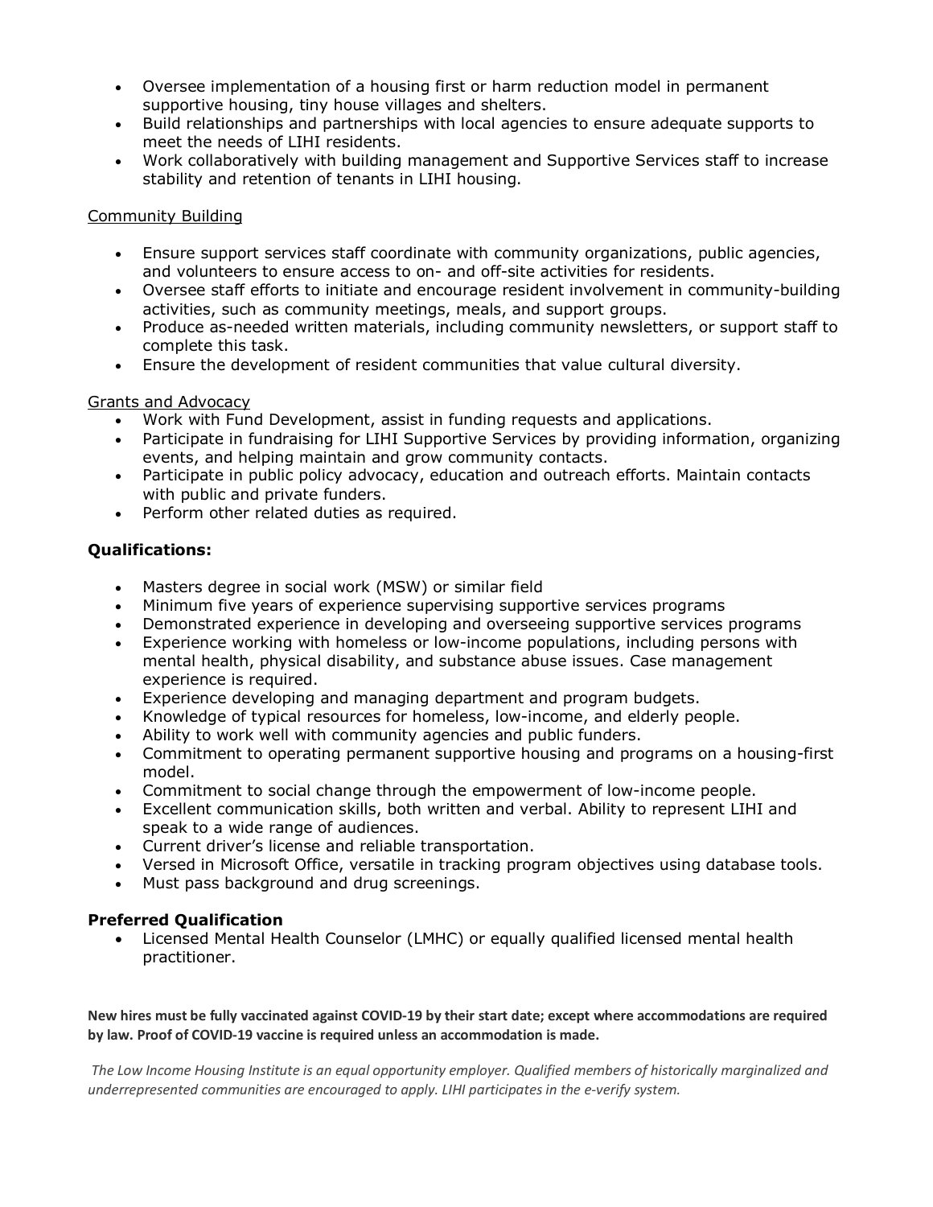- Oversee implementation of a housing first or harm reduction model in permanent supportive housing, tiny house villages and shelters.
- Build relationships and partnerships with local agencies to ensure adequate supports to meet the needs of LIHI residents.
- Work collaboratively with building management and Supportive Services staff to increase stability and retention of tenants in LIHI housing.

<u>Community Building</u>

- Ensure support services staff coordinate with community organizations, public agencies, and volunteers to ensure access to on- and off-site activities for residents.
- Oversee staff efforts to initiate and encourage resident involvement in community-building activities, such as community meetings, meals, and support groups.
- Produce as-needed written materials, including community newsletters, or support staff to complete this task.
- Ensure the development of resident communities that value cultural diversity.

<u>Grants and Advocacy</u>

- Work with Fund Development, assist in funding requests and applications.
- Participate in fundraising for LIHI Supportive Services by providing information, organizing events, and helping maintain and grow community contacts.
- Participate in public policy advocacy, education and outreach efforts. Maintain contacts with public and private funders.
- Perform other related duties as required.

### Qualifications:

- Masters degree in social work (MSW) or similar field
- Minimum five years of experience supervising supportive services programs
- Demonstrated experience in developing and overseeing supportive services programs
- Experience working with homeless or low-income populations, including persons with mental health, physical disability, and substance abuse issues. Case management experience is required.
- Experience developing and managing department and program budgets.
- Knowledge of typical resources for homeless, low-income, and elderly people.
- Ability to work well with community agencies and public funders.
- Commitment to operating permanent supportive housing and programs on a housing-first model.
- Commitment to social change through the empowerment of low-income people.
- Excellent communication skills, both written and verbal. Ability to represent LIHI and speak to a wide range of audiences.
- Current driver's license and reliable transportation.
- Versed in Microsoft Office, versatile in tracking program objectives using database tools.
- Must pass background and drug screenings.

### Preferred Qualification

- Licensed Mental Health Counselor (LMHC) or equally qualified licensed mental health practitioner.

**New hires must be fully vaccinated against COVID-19 by their start date; except where accommodations are required by law. Proof of COVID-19 vaccine is required unless an accommodation is made.**

*The Low Income Housing Institute is an equal opportunity employer. Qualified members of historically marginalized and underrepresented communities are encouraged to apply. LIHI participates in the e-verify system.*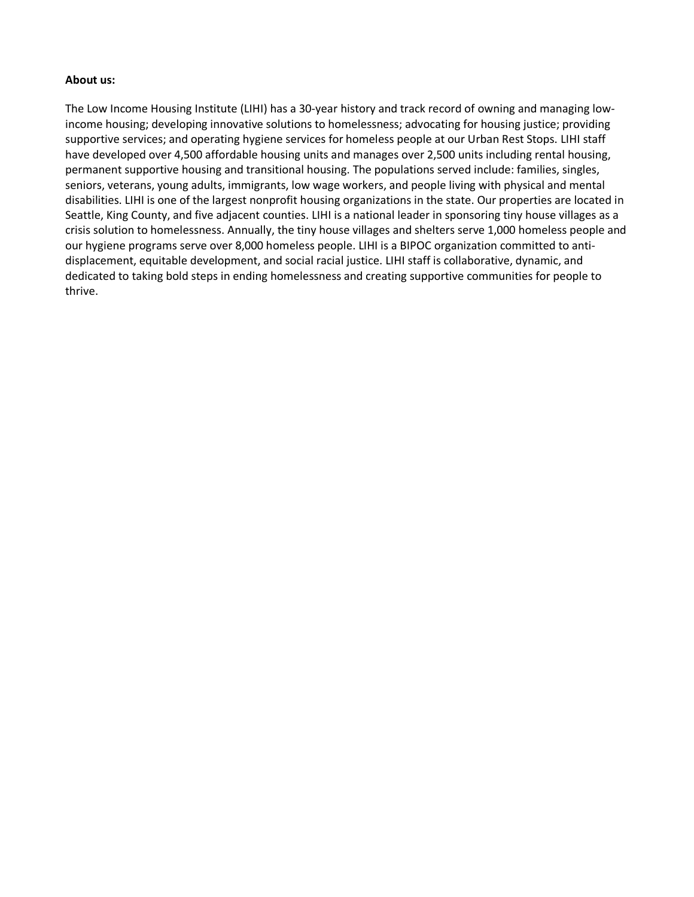**About us:**

The Low Income Housing Institute (LIHI) has a 30-year history and track record of owning and managing low-income housing; developing innovative solutions to homelessness; advocating for housing justice; providing supportive services; and operating hygiene services for homeless people at our Urban Rest Stops. LIHI staff have developed over 4,500 affordable housing units and manages over 2,500 units including rental housing, permanent supportive housing and transitional housing. The populations served include: families, singles, seniors, veterans, young adults, immigrants, low wage workers, and people living with physical and mental disabilities. LIHI is one of the largest nonprofit housing organizations in the state. Our properties are located in Seattle, King County, and five adjacent counties. LIHI is a national leader in sponsoring tiny house villages as a crisis solution to homelessness. Annually, the tiny house villages and shelters serve 1,000 homeless people and our hygiene programs serve over 8,000 homeless people. LIHI is a BIPOC organization committed to anti-displacement, equitable development, and social racial justice. LIHI staff is collaborative, dynamic, and dedicated to taking bold steps in ending homelessness and creating supportive communities for people to thrive.